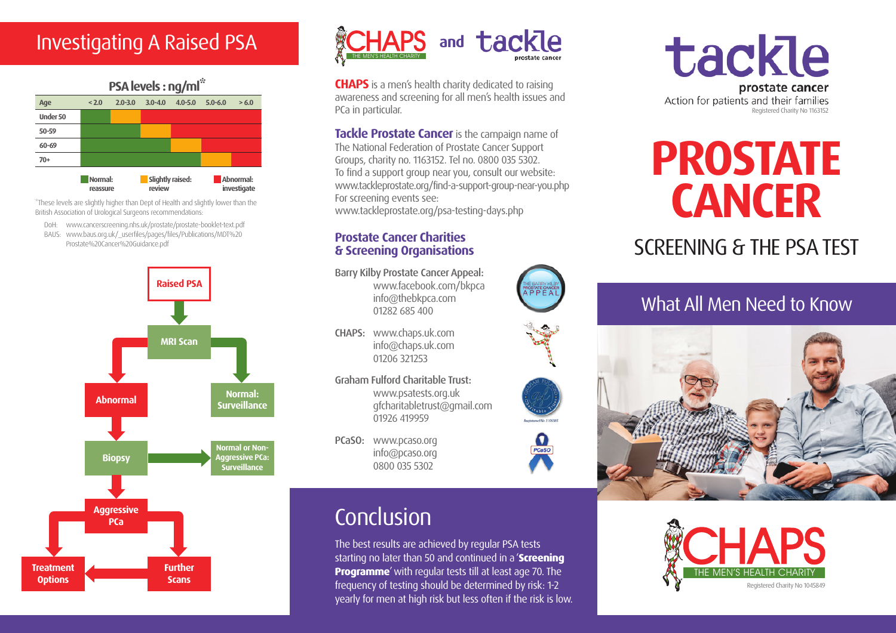# Investigating A Raised PSA

### PSA levels : ng/ml*

| Age | < 2.0 | 2.0-3.0 | 3.0-4.0 | 4.0-5.0 | 5.0-6.0 | > 6.0 |
|---|---|---|---|---|---|---|
| Under 50 | Normal | Slightly raised | Abnormal | Abnormal | Abnormal | Abnormal |
| 50-59 | Normal | Normal | Slightly raised | Abnormal | Abnormal | Abnormal |
| 60-69 | Normal | Normal | Normal | Slightly raised | Abnormal | Abnormal |
| 70+ | Normal | Normal | Normal | Normal | Slightly raised | Abnormal |

**Normal:** reassure **Slightly raised:** review **Abnormal:** investigate

*These levels are slightly higher than Dept of Health and slightly lower than the British Association of Urological Surgeons recommendations:

DoH: www.cancerscreening.nhs.uk/prostate/prostate-booklet-text.pdf
BAUS: www.baus.org.uk/_userfiles/pages/files/Publications/MDT%20 Prostate%20Cancer%20Guidance.pdf

**Raised PSA** → **MRI Scan**

- MRI Scan → **Normal: Surveillance**
- MRI Scan → **Abnormal** → **Biopsy**
  - Biopsy → **Normal or Non-Aggressive PCa: Surveillance**
  - Biopsy → **Aggressive PCa**
    - Aggressive PCa → **Treatment Options**
    - Aggressive PCa → **Further Scans** → **Treatment Options**

## CHAPS and tackle prostate cancer

**CHAPS** is a men's health charity dedicated to raising awareness and screening for all men's health issues and PCa in particular.

**Tackle Prostate Cancer** is the campaign name of The National Federation of Prostate Cancer Support Groups, charity no. 1163152. Tel no. 0800 035 5302. To find a support group near you, consult our website: www.tackleprostate.org/find-a-support-group-near-you.php For screening events see: www.tackleprostate.org/psa-testing-days.php

### Prostate Cancer Charities & Screening Organisations

Barry Kilby Prostate Cancer Appeal:
www.facebook.com/bkpca
info@thebkpca.com
01282 685 400

CHAPS: www.chaps.uk.com
info@chaps.uk.com
01206 321253

Graham Fulford Charitable Trust:
www.psatests.org.uk
gfcharitabletrust@gmail.com
01926 419959

PCaSO: www.pcaso.org
info@pcaso.org
0800 035 5302

## Conclusion

The best results are achieved by regular PSA tests starting no later than 50 and continued in a '**Screening Programme**' with regular tests till at least age 70. The frequency of testing should be determined by risk: 1-2 yearly for men at high risk but less often if the risk is low.

tackle prostate cancer
Action for patients and their families
Registered Charity No 1163152

# PROSTATE CANCER

## SCREENING & THE PSA TEST

## What All Men Need to Know

CHAPS
THE MEN'S HEALTH CHARITY
Registered Charity No 1045849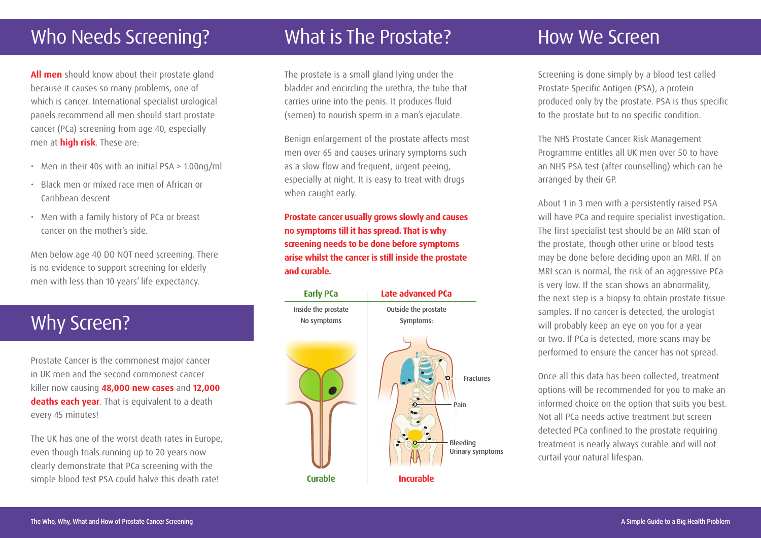## Who Needs Screening?

**All men** should know about their prostate gland because it causes so many problems, one of which is cancer. International specialist urological panels recommend all men should start prostate cancer (PCa) screening from age 40, especially men at **high risk**. These are:

- Men in their 40s with an initial PSA > 1.00ng/ml
- Black men or mixed race men of African or Caribbean descent
- Men with a family history of PCa or breast cancer on the mother's side.

Men below age 40 DO NOT need screening. There is no evidence to support screening for elderly men with less than 10 years' life expectancy.

## Why Screen?

Prostate Cancer is the commonest major cancer in UK men and the second commonest cancer killer now causing **48,000 new cases** and **12,000 deaths each year**. That is equivalent to a death every 45 minutes!

The UK has one of the worst death rates in Europe, even though trials running up to 20 years now clearly demonstrate that PCa screening with the simple blood test PSA could halve this death rate!

## What is The Prostate?

The prostate is a small gland lying under the bladder and encircling the urethra, the tube that carries urine into the penis. It produces fluid (semen) to nourish sperm in a man's ejaculate.

Benign enlargement of the prostate affects most men over 65 and causes urinary symptoms such as a slow flow and frequent, urgent peeing, especially at night. It is easy to treat with drugs when caught early.

**Prostate cancer usually grows slowly and causes no symptoms till it has spread. That is why screening needs to be done before symptoms arise whilst the cancer is still inside the prostate and curable.**

Early PCa
Inside the prostate
No symptoms
Curable

Late advanced PCa
Outside the prostate
Symptoms:
Fractures
Pain
Bleeding
Urinary symptoms
Incurable

## How We Screen

Screening is done simply by a blood test called Prostate Specific Antigen (PSA), a protein produced only by the prostate. PSA is thus specific to the prostate but to no specific condition.

The NHS Prostate Cancer Risk Management Programme entitles all UK men over 50 to have an NHS PSA test (after counselling) which can be arranged by their GP.

About 1 in 3 men with a persistently raised PSA will have PCa and require specialist investigation. The first specialist test should be an MRI scan of the prostate, though other urine or blood tests may be done before deciding upon an MRI. If an MRI scan is normal, the risk of an aggressive PCa is very low. If the scan shows an abnormality, the next step is a biopsy to obtain prostate tissue samples. If no cancer is detected, the urologist will probably keep an eye on you for a year or two. If PCa is detected, more scans may be performed to ensure the cancer has not spread.

Once all this data has been collected, treatment options will be recommended for you to make an informed choice on the option that suits you best. Not all PCa needs active treatment but screen detected PCa confined to the prostate requiring treatment is nearly always curable and will not curtail your natural lifespan.